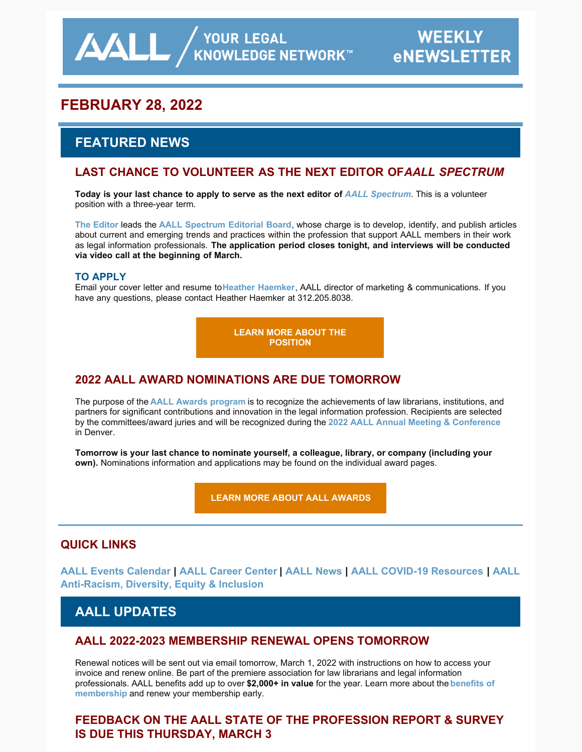AALL / YOUR LEGAL KNOWLEDGE NETWORK™ — WEEKLY eNEWSLETTER

## FEBRUARY 28, 2022

# FEATURED NEWS

### LAST CHANCE TO VOLUNTEER AS THE NEXT EDITOR OF *AALL SPECTRUM*

**Today is your last chance to apply to serve as the next editor of *AALL Spectrum***. This is a volunteer position with a three-year term.

**The Editor** leads the **AALL Spectrum Editorial Board**, whose charge is to develop, identify, and publish articles about current and emerging trends and practices within the profession that support AALL members in their work as legal information professionals. **The application period closes tonight, and interviews will be conducted via video call at the beginning of March.**

#### TO APPLY

Email your cover letter and resume to **Heather Haemker**, AALL director of marketing & communications. If you have any questions, please contact Heather Haemker at 312.205.8038.

**LEARN MORE ABOUT THE POSITION**

### 2022 AALL AWARD NOMINATIONS ARE DUE TOMORROW

The purpose of the **AALL Awards program** is to recognize the achievements of law librarians, institutions, and partners for significant contributions and innovation in the legal information profession. Recipients are selected by the committees/award juries and will be recognized during the **2022 AALL Annual Meeting & Conference** in Denver.

**Tomorrow is your last chance to nominate yourself, a colleague, library, or company (including your own).** Nominations information and applications may be found on the individual award pages.

**LEARN MORE ABOUT AALL AWARDS**

## QUICK LINKS

**AALL Events Calendar** | **AALL Career Center** | **AALL News** | **AALL COVID-19 Resources** | **AALL Anti-Racism, Diversity, Equity & Inclusion**

# AALL UPDATES

### AALL 2022-2023 MEMBERSHIP RENEWAL OPENS TOMORROW

Renewal notices will be sent out via email tomorrow, March 1, 2022 with instructions on how to access your invoice and renew online. Be part of the premiere association for law librarians and legal information professionals. AALL benefits add up to over **$2,000+ in value** for the year. Learn more about the **benefits of membership** and renew your membership early.

### FEEDBACK ON THE AALL STATE OF THE PROFESSION REPORT & SURVEY IS DUE THIS THURSDAY, MARCH 3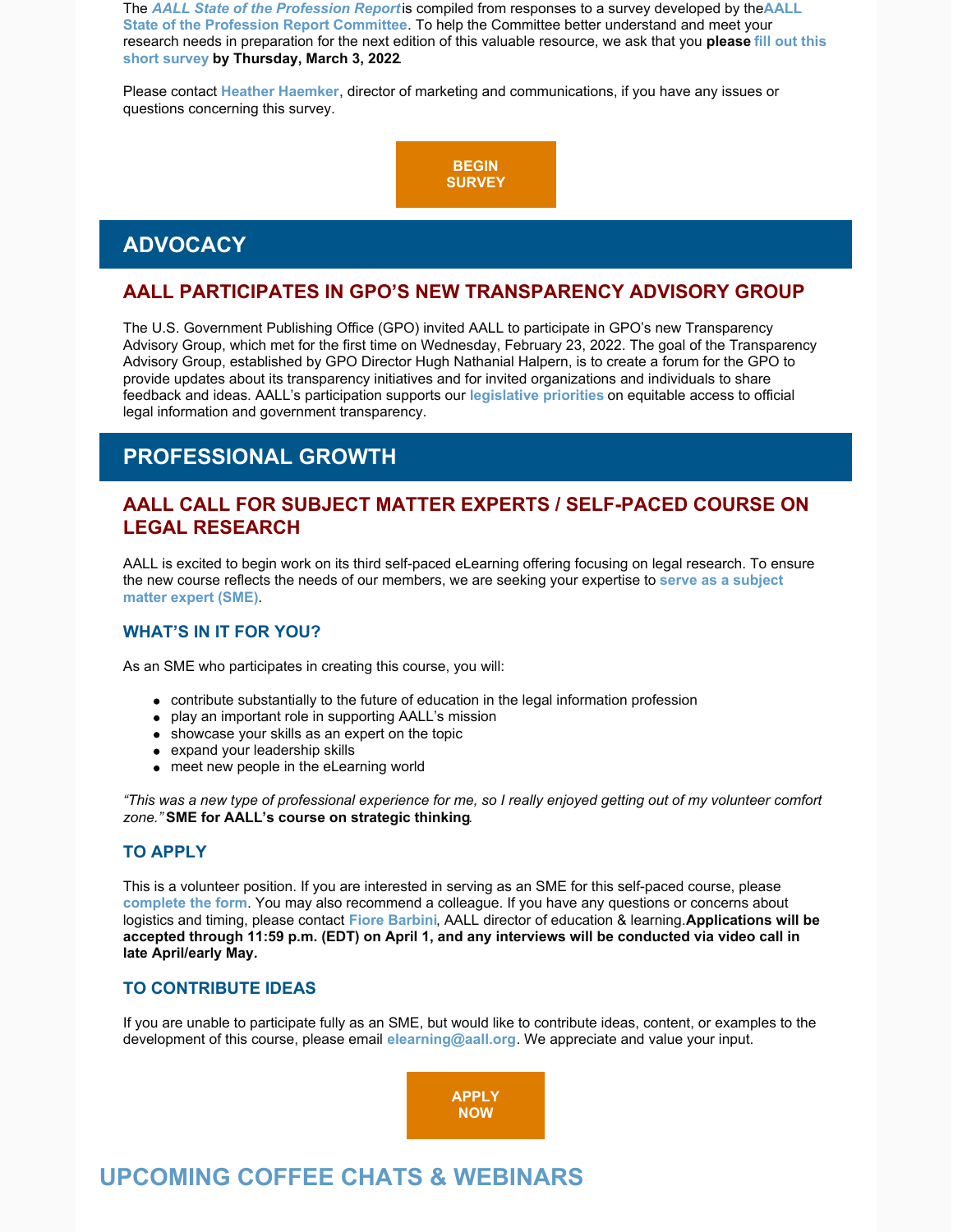The ***AALL State of the Profession Report*** is compiled from responses to a survey developed by the **AALL State of the Profession Report Committee**. To help the Committee better understand and meet your research needs in preparation for the next edition of this valuable resource, we ask that you **please fill out this short survey by Thursday, March 3, 2022**.

Please contact **Heather Haemker**, director of marketing and communications, if you have any issues or questions concerning this survey.

**BEGIN SURVEY**

## ADVOCACY

### AALL PARTICIPATES IN GPO'S NEW TRANSPARENCY ADVISORY GROUP

The U.S. Government Publishing Office (GPO) invited AALL to participate in GPO's new Transparency Advisory Group, which met for the first time on Wednesday, February 23, 2022. The goal of the Transparency Advisory Group, established by GPO Director Hugh Nathanial Halpern, is to create a forum for the GPO to provide updates about its transparency initiatives and for invited organizations and individuals to share feedback and ideas. AALL's participation supports our **legislative priorities** on equitable access to official legal information and government transparency.

## PROFESSIONAL GROWTH

### AALL CALL FOR SUBJECT MATTER EXPERTS / SELF-PACED COURSE ON LEGAL RESEARCH

AALL is excited to begin work on its third self-paced eLearning offering focusing on legal research. To ensure the new course reflects the needs of our members, we are seeking your expertise to **serve as a subject matter expert (SME)**.

#### WHAT'S IN IT FOR YOU?

As an SME who participates in creating this course, you will:

- contribute substantially to the future of education in the legal information profession
- play an important role in supporting AALL's mission
- showcase your skills as an expert on the topic
- expand your leadership skills
- meet new people in the eLearning world

*"This was a new type of professional experience for me, so I really enjoyed getting out of my volunteer comfort zone."* **SME for AALL's course on strategic thinking**.

#### TO APPLY

This is a volunteer position. If you are interested in serving as an SME for this self-paced course, please **complete the form**. You may also recommend a colleague. If you have any questions or concerns about logistics and timing, please contact **Fiore Barbini**, AALL director of education & learning. **Applications will be accepted through 11:59 p.m. (EDT) on April 1, and any interviews will be conducted via video call in late April/early May.**

#### TO CONTRIBUTE IDEAS

If you are unable to participate fully as an SME, but would like to contribute ideas, content, or examples to the development of this course, please email **elearning@aall.org**. We appreciate and value your input.

**APPLY NOW**

## UPCOMING COFFEE CHATS & WEBINARS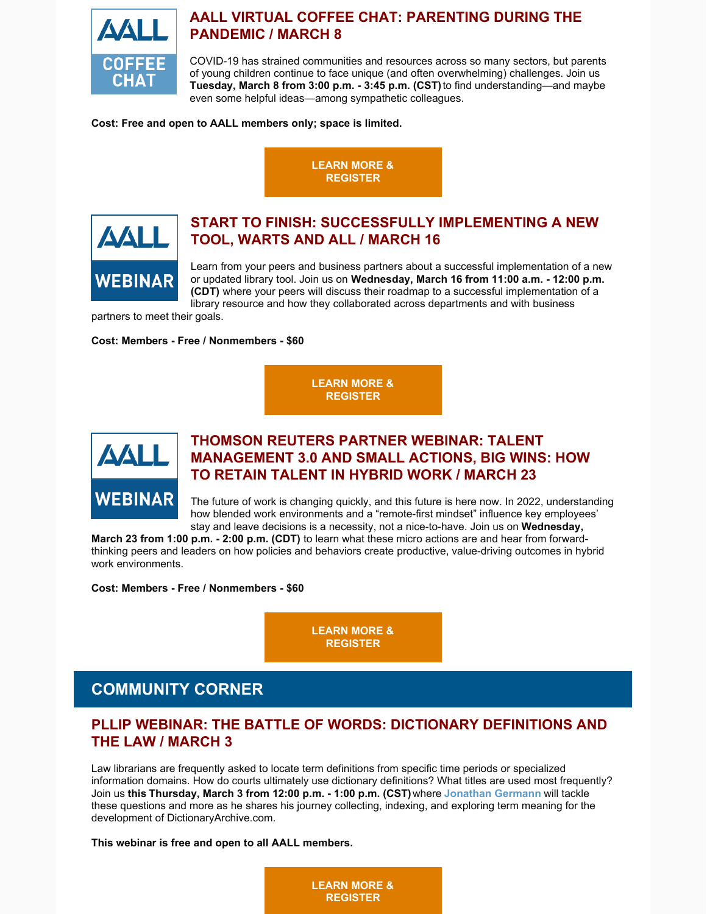## AALL VIRTUAL COFFEE CHAT: PARENTING DURING THE PANDEMIC / MARCH 8

COVID-19 has strained communities and resources across so many sectors, but parents of young children continue to face unique (and often overwhelming) challenges. Join us **Tuesday, March 8 from 3:00 p.m. - 3:45 p.m. (CST)** to find understanding—and maybe even some helpful ideas—among sympathetic colleagues.

**Cost: Free and open to AALL members only; space is limited.**

**LEARN MORE & REGISTER**

## START TO FINISH: SUCCESSFULLY IMPLEMENTING A NEW TOOL, WARTS AND ALL / MARCH 16

Learn from your peers and business partners about a successful implementation of a new or updated library tool. Join us on **Wednesday, March 16 from 11:00 a.m. - 12:00 p.m. (CDT)** where your peers will discuss their roadmap to a successful implementation of a library resource and how they collaborated across departments and with business partners to meet their goals.

**Cost: Members - Free / Nonmembers - $60**

**LEARN MORE & REGISTER**

## THOMSON REUTERS PARTNER WEBINAR: TALENT MANAGEMENT 3.0 AND SMALL ACTIONS, BIG WINS: HOW TO RETAIN TALENT IN HYBRID WORK / MARCH 23

The future of work is changing quickly, and this future is here now. In 2022, understanding how blended work environments and a "remote-first mindset" influence key employees' stay and leave decisions is a necessity, not a nice-to-have. Join us on **Wednesday, March 23 from 1:00 p.m. - 2:00 p.m. (CDT)** to learn what these micro actions are and hear from forward-thinking peers and leaders on how policies and behaviors create productive, value-driving outcomes in hybrid work environments.

**Cost: Members - Free / Nonmembers - $60**

**LEARN MORE & REGISTER**

# COMMUNITY CORNER

## PLLIP WEBINAR: THE BATTLE OF WORDS: DICTIONARY DEFINITIONS AND THE LAW / MARCH 3

Law librarians are frequently asked to locate term definitions from specific time periods or specialized information domains. How do courts ultimately use dictionary definitions? What titles are used most frequently? Join us **this Thursday, March 3 from 12:00 p.m. - 1:00 p.m. (CST)** where **Jonathan Germann** will tackle these questions and more as he shares his journey collecting, indexing, and exploring term meaning for the development of DictionaryArchive.com.

**This webinar is free and open to all AALL members.**

**LEARN MORE & REGISTER**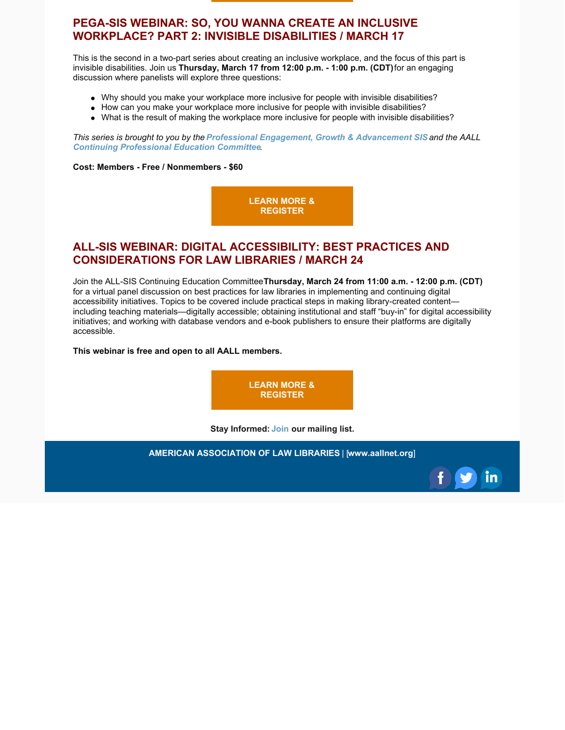## PEGA-SIS WEBINAR: SO, YOU WANNA CREATE AN INCLUSIVE WORKPLACE? PART 2: INVISIBLE DISABILITIES / MARCH 17

This is the second in a two-part series about creating an inclusive workplace, and the focus of this part is invisible disabilities. Join us **Thursday, March 17 from 12:00 p.m. - 1:00 p.m. (CDT)** for an engaging discussion where panelists will explore three questions:

- Why should you make your workplace more inclusive for people with invisible disabilities?
- How can you make your workplace more inclusive for people with invisible disabilities?
- What is the result of making the workplace more inclusive for people with invisible disabilities?

*This series is brought to you by the* ***Professional Engagement, Growth & Advancement SIS*** *and the AALL* ***Continuing Professional Education Committee****.*

**Cost: Members - Free / Nonmembers - $60**

**LEARN MORE & REGISTER**

## ALL-SIS WEBINAR: DIGITAL ACCESSIBILITY: BEST PRACTICES AND CONSIDERATIONS FOR LAW LIBRARIES / MARCH 24

Join the ALL-SIS Continuing Education Committee **Thursday, March 24 from 11:00 a.m. - 12:00 p.m. (CDT)** for a virtual panel discussion on best practices for law libraries in implementing and continuing digital accessibility initiatives. Topics to be covered include practical steps in making library-created content—including teaching materials—digitally accessible; obtaining institutional and staff "buy-in" for digital accessibility initiatives; and working with database vendors and e-book publishers to ensure their platforms are digitally accessible.

**This webinar is free and open to all AALL members.**

**LEARN MORE & REGISTER**

**Stay Informed: Join our mailing list.**

**AMERICAN ASSOCIATION OF LAW LIBRARIES** | [**www.aallnet.org**]